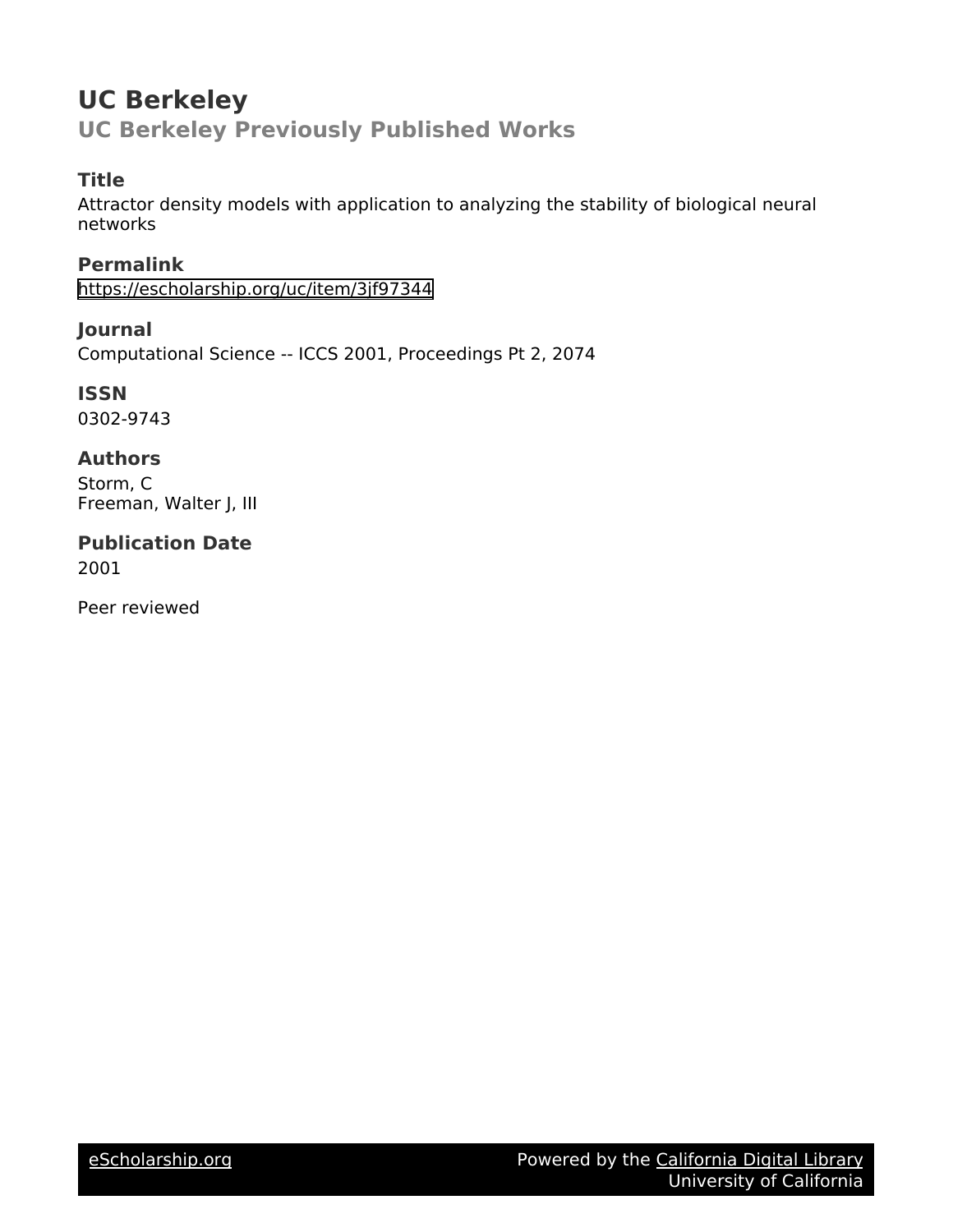# UC Berkeley

## UC Berkeley Previously Published Works

### Title

Attractor density models with application to analyzing the stability of biological neural networks

### Permalink

https://escholarship.org/uc/item/3jf97344

### Journal

Computational Science -- ICCS 2001, Proceedings Pt 2, 2074

### ISSN

0302-9743

### Authors

Storm, C
Freeman, Walter J, III

### Publication Date

2001

Peer reviewed

eScholarship.org

Powered by the California Digital Library
University of California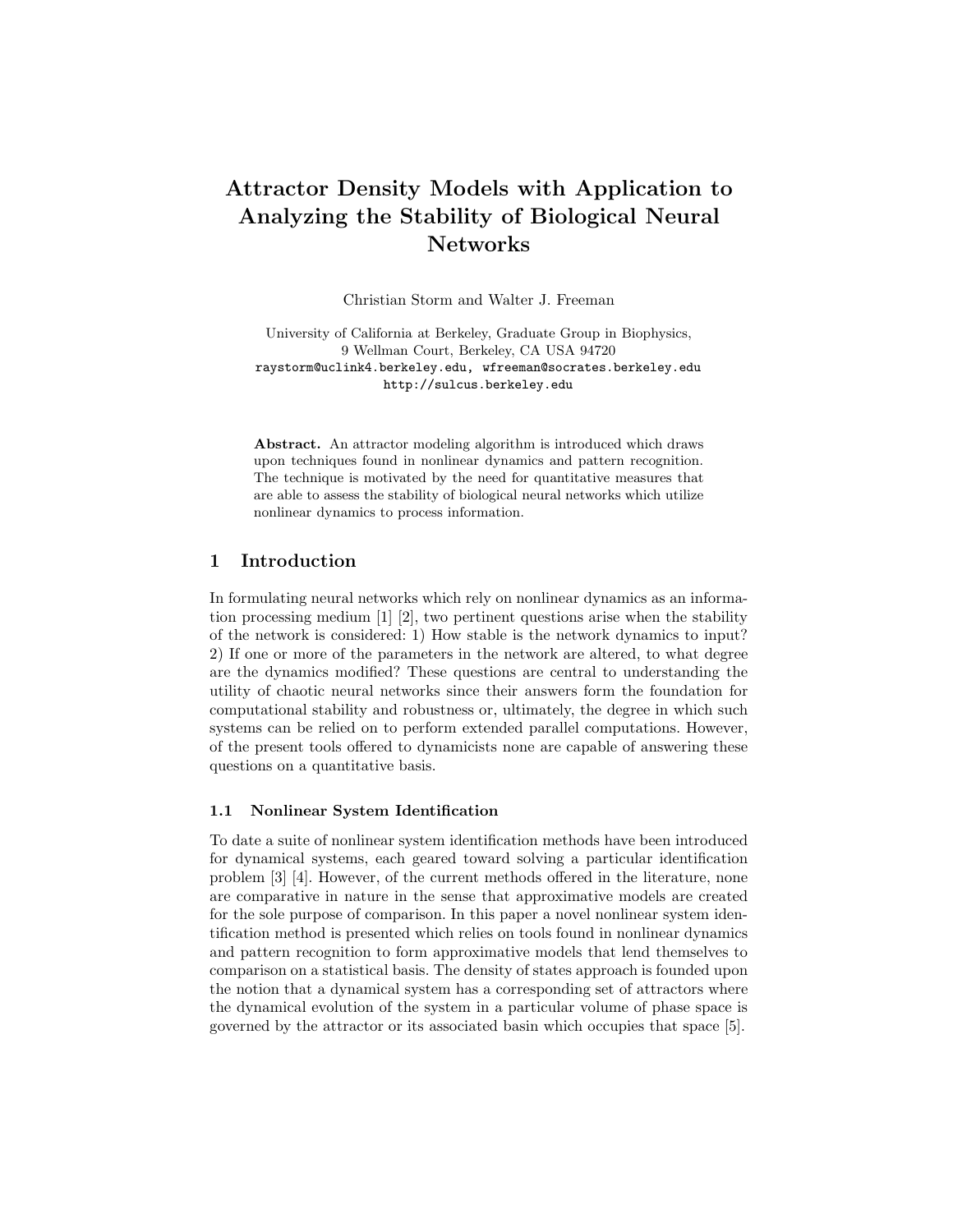# Attractor Density Models with Application to Analyzing the Stability of Biological Neural Networks

Christian Storm and Walter J. Freeman

University of California at Berkeley, Graduate Group in Biophysics,
9 Wellman Court, Berkeley, CA USA 94720
raystorm@uclink4.berkeley.edu, wfreeman@socrates.berkeley.edu
http://sulcus.berkeley.edu

**Abstract.** An attractor modeling algorithm is introduced which draws upon techniques found in nonlinear dynamics and pattern recognition. The technique is motivated by the need for quantitative measures that are able to assess the stability of biological neural networks which utilize nonlinear dynamics to process information.

## 1 Introduction

In formulating neural networks which rely on nonlinear dynamics as an information processing medium [1] [2], two pertinent questions arise when the stability of the network is considered: 1) How stable is the network dynamics to input? 2) If one or more of the parameters in the network are altered, to what degree are the dynamics modified? These questions are central to understanding the utility of chaotic neural networks since their answers form the foundation for computational stability and robustness or, ultimately, the degree in which such systems can be relied on to perform extended parallel computations. However, of the present tools offered to dynamicists none are capable of answering these questions on a quantitative basis.

### 1.1 Nonlinear System Identification

To date a suite of nonlinear system identification methods have been introduced for dynamical systems, each geared toward solving a particular identification problem [3] [4]. However, of the current methods offered in the literature, none are comparative in nature in the sense that approximative models are created for the sole purpose of comparison. In this paper a novel nonlinear system identification method is presented which relies on tools found in nonlinear dynamics and pattern recognition to form approximative models that lend themselves to comparison on a statistical basis. The density of states approach is founded upon the notion that a dynamical system has a corresponding set of attractors where the dynamical evolution of the system in a particular volume of phase space is governed by the attractor or its associated basin which occupies that space [5].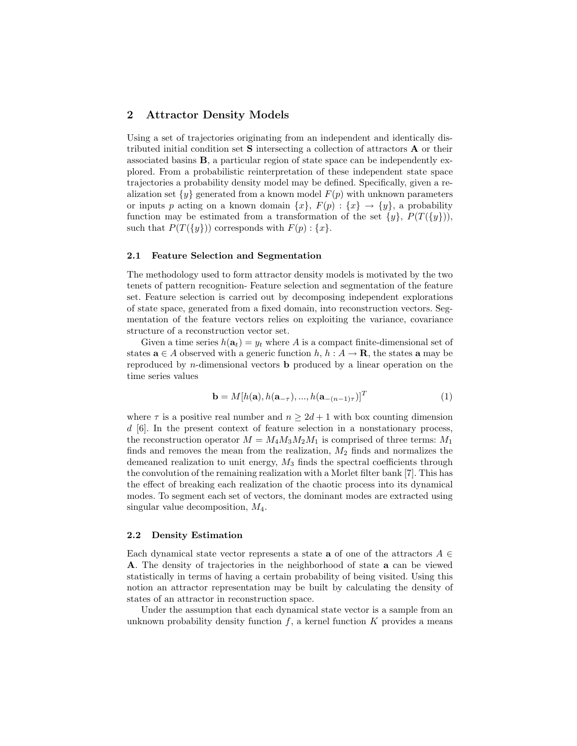## 2 Attractor Density Models

Using a set of trajectories originating from an independent and identically distributed initial condition set $\mathbf{S}$ intersecting a collection of attractors $\mathbf{A}$ or their associated basins $\mathbf{B}$, a particular region of state space can be independently explored. From a probabilistic reinterpretation of these independent state space trajectories a probability density model may be defined. Specifically, given a realization set $\{y\}$ generated from a known model $F(p)$ with unknown parameters or inputs $p$ acting on a known domain $\{x\}$, $F(p) : \{x\} \to \{y\}$, a probability function may be estimated from a transformation of the set $\{y\}$, $P(T(\{y\}))$, such that $P(T(\{y\}))$ corresponds with $F(p) : \{x\}$.

### 2.1 Feature Selection and Segmentation

The methodology used to form attractor density models is motivated by the two tenets of pattern recognition- Feature selection and segmentation of the feature set. Feature selection is carried out by decomposing independent explorations of state space, generated from a fixed domain, into reconstruction vectors. Segmentation of the feature vectors relies on exploiting the variance, covariance structure of a reconstruction vector set.

Given a time series $h(\mathbf{a}_t) = y_t$ where $A$ is a compact finite-dimensional set of states $\mathbf{a} \in A$ observed with a generic function $h$, $h : A \to \mathbf{R}$, the states $\mathbf{a}$ may be reproduced by $n$-dimensional vectors $\mathbf{b}$ produced by a linear operation on the time series values

$$\mathbf{b} = M[h(\mathbf{a}), h(\mathbf{a}_{-\tau}), ..., h(\mathbf{a}_{-(n-1)\tau})]^T \tag{1}$$

where $\tau$ is a positive real number and $n \geq 2d + 1$ with box counting dimension $d$ [6]. In the present context of feature selection in a nonstationary process, the reconstruction operator $M = M_4 M_3 M_2 M_1$ is comprised of three terms: $M_1$ finds and removes the mean from the realization, $M_2$ finds and normalizes the demeaned realization to unit energy, $M_3$ finds the spectral coefficients through the convolution of the remaining realization with a Morlet filter bank [7]. This has the effect of breaking each realization of the chaotic process into its dynamical modes. To segment each set of vectors, the dominant modes are extracted using singular value decomposition, $M_4$.

### 2.2 Density Estimation

Each dynamical state vector represents a state $\mathbf{a}$ of one of the attractors $A \in \mathbf{A}$. The density of trajectories in the neighborhood of state $\mathbf{a}$ can be viewed statistically in terms of having a certain probability of being visited. Using this notion an attractor representation may be built by calculating the density of states of an attractor in reconstruction space.

Under the assumption that each dynamical state vector is a sample from an unknown probability density function $f$, a kernel function $K$ provides a means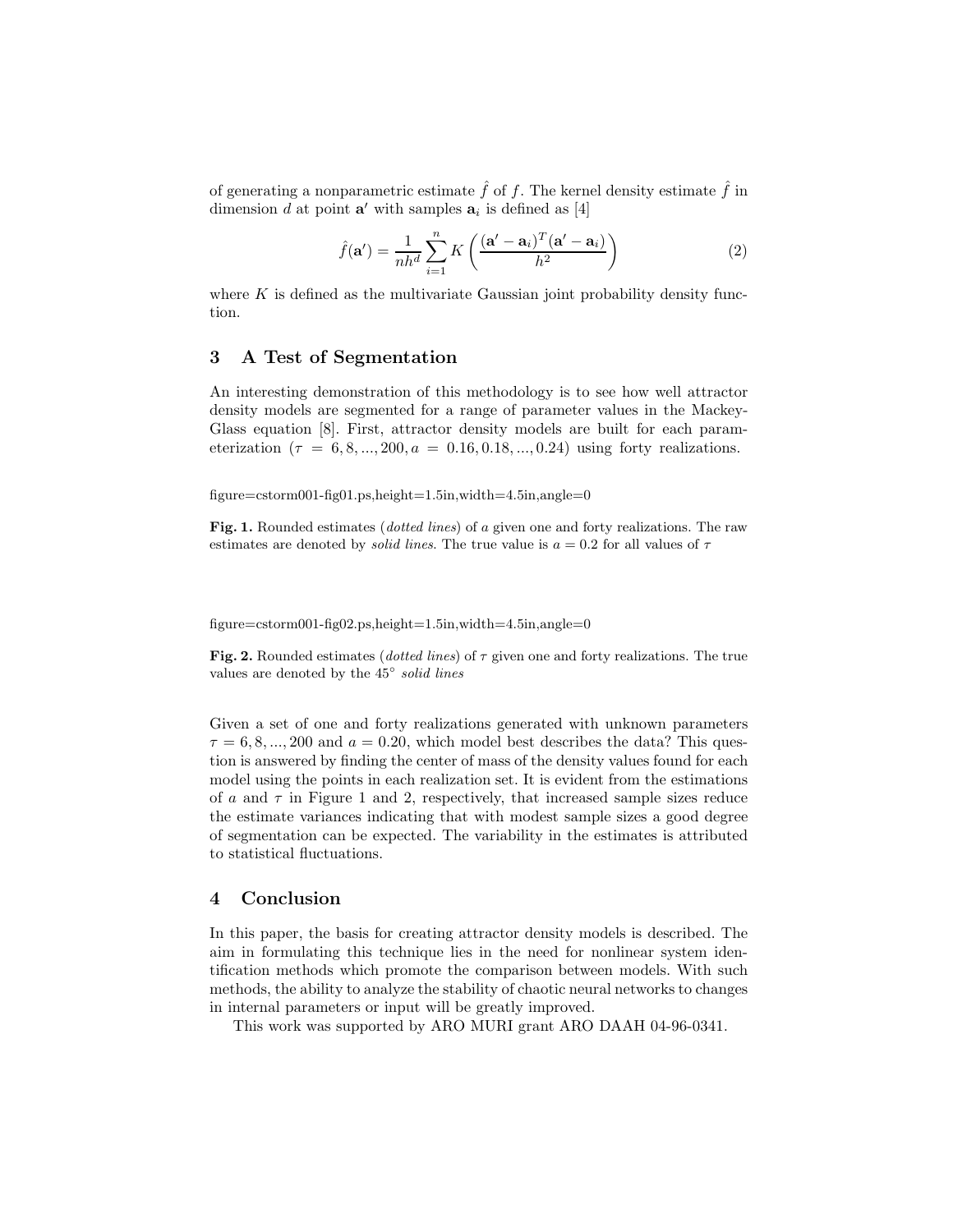of generating a nonparametric estimate $\hat{f}$ of $f$. The kernel density estimate $\hat{f}$ in dimension $d$ at point $\mathbf{a}'$ with samples $\mathbf{a}_i$ is defined as [4]

$$\hat{f}(\mathbf{a}') = \frac{1}{nh^d} \sum_{i=1}^{n} K\left(\frac{(\mathbf{a}' - \mathbf{a}_i)^T(\mathbf{a}' - \mathbf{a}_i)}{h^2}\right) \tag{2}$$

where $K$ is defined as the multivariate Gaussian joint probability density function.

## 3 A Test of Segmentation

An interesting demonstration of this methodology is to see how well attractor density models are segmented for a range of parameter values in the Mackey-Glass equation [8]. First, attractor density models are built for each parameterization ($\tau = 6, 8, ..., 200, a = 0.16, 0.18, ..., 0.24$) using forty realizations.

figure=cstorm001-fig01.ps,height=1.5in,width=4.5in,angle=0

**Fig. 1.** Rounded estimates (*dotted lines*) of $a$ given one and forty realizations. The raw estimates are denoted by *solid lines*. The true value is $a = 0.2$ for all values of $\tau$

figure=cstorm001-fig02.ps,height=1.5in,width=4.5in,angle=0

**Fig. 2.** Rounded estimates (*dotted lines*) of $\tau$ given one and forty realizations. The true values are denoted by the 45° *solid lines*

Given a set of one and forty realizations generated with unknown parameters $\tau = 6, 8, ..., 200$ and $a = 0.20$, which model best describes the data? This question is answered by finding the center of mass of the density values found for each model using the points in each realization set. It is evident from the estimations of $a$ and $\tau$ in Figure 1 and 2, respectively, that increased sample sizes reduce the estimate variances indicating that with modest sample sizes a good degree of segmentation can be expected. The variability in the estimates is attributed to statistical fluctuations.

## 4 Conclusion

In this paper, the basis for creating attractor density models is described. The aim in formulating this technique lies in the need for nonlinear system identification methods which promote the comparison between models. With such methods, the ability to analyze the stability of chaotic neural networks to changes in internal parameters or input will be greatly improved.

This work was supported by ARO MURI grant ARO DAAH 04-96-0341.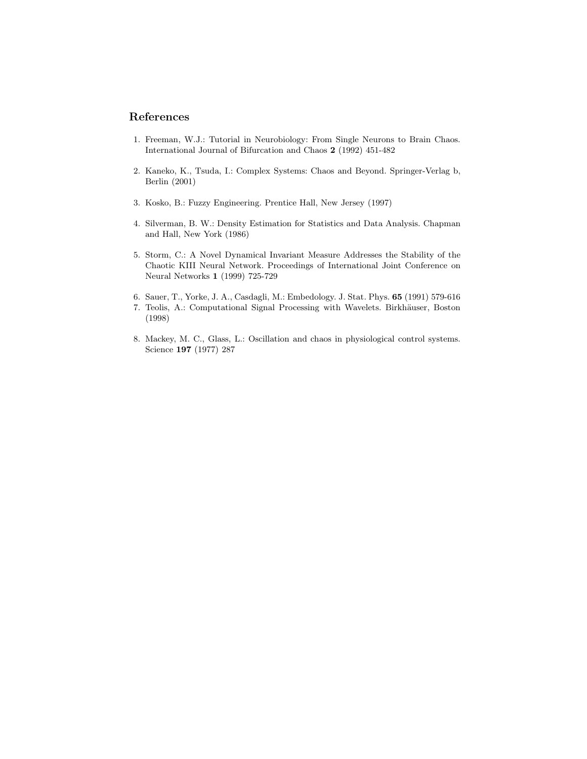## References

1. Freeman, W.J.: Tutorial in Neurobiology: From Single Neurons to Brain Chaos. International Journal of Bifurcation and Chaos **2** (1992) 451-482

2. Kaneko, K., Tsuda, I.: Complex Systems: Chaos and Beyond. Springer-Verlag b, Berlin (2001)

3. Kosko, B.: Fuzzy Engineering. Prentice Hall, New Jersey (1997)

4. Silverman, B. W.: Density Estimation for Statistics and Data Analysis. Chapman and Hall, New York (1986)

5. Storm, C.: A Novel Dynamical Invariant Measure Addresses the Stability of the Chaotic KIII Neural Network. Proceedings of International Joint Conference on Neural Networks **1** (1999) 725-729

6. Sauer, T., Yorke, J. A., Casdagli, M.: Embedology. J. Stat. Phys. **65** (1991) 579-616
7. Teolis, A.: Computational Signal Processing with Wavelets. Birkhäuser, Boston (1998)

8. Mackey, M. C., Glass, L.: Oscillation and chaos in physiological control systems. Science **197** (1977) 287